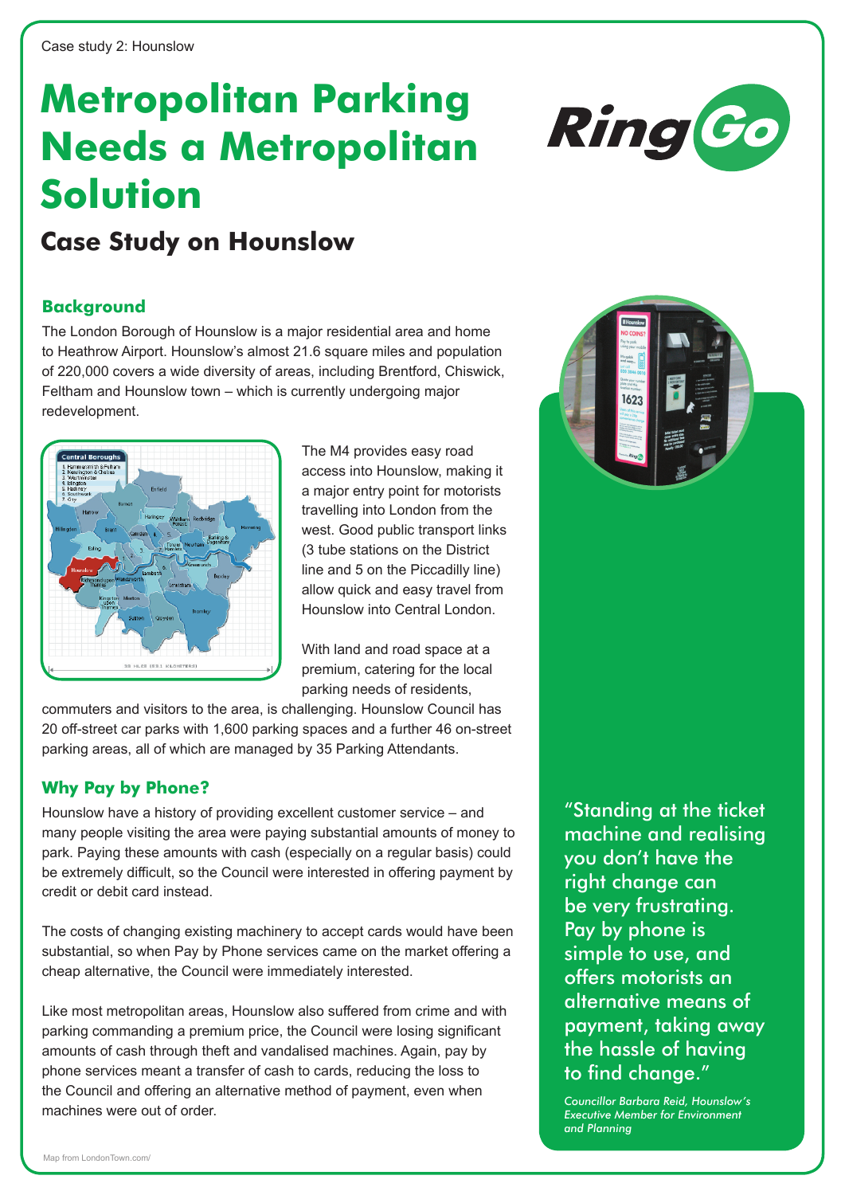Case study 2: Hounslow

# Metropolitan Parking Needs a Metropolitan Solution

## Case Study on Hounslow

### Background

The London Borough of Hounslow is a major residential area and home to Heathrow Airport. Hounslow's almost 21.6 square miles and population of 220,000 covers a wide diversity of areas, including Brentford, Chiswick, Feltham and Hounslow town – which is currently undergoing major redevelopment.

The M4 provides easy road access into Hounslow, making it a major entry point for motorists travelling into London from the west. Good public transport links (3 tube stations on the District line and 5 on the Piccadilly line) allow quick and easy travel from Hounslow into Central London.

With land and road space at a premium, catering for the local parking needs of residents, commuters and visitors to the area, is challenging. Hounslow Council has 20 off-street car parks with 1,600 parking spaces and a further 46 on-street parking areas, all of which are managed by 35 Parking Attendants.

### Why Pay by Phone?

Hounslow have a history of providing excellent customer service – and many people visiting the area were paying substantial amounts of money to park. Paying these amounts with cash (especially on a regular basis) could be extremely difficult, so the Council were interested in offering payment by credit or debit card instead.

The costs of changing existing machinery to accept cards would have been substantial, so when Pay by Phone services came on the market offering a cheap alternative, the Council were immediately interested.

Like most metropolitan areas, Hounslow also suffered from crime and with parking commanding a premium price, the Council were losing significant amounts of cash through theft and vandalised machines. Again, pay by phone services meant a transfer of cash to cards, reducing the loss to the Council and offering an alternative method of payment, even when machines were out of order.

"Standing at the ticket machine and realising you don't have the right change can be very frustrating. Pay by phone is simple to use, and offers motorists an alternative means of payment, taking away the hassle of having to find change."

*Councillor Barbara Reid, Hounslow's Executive Member for Environment and Planning*

Map from LondonTown.com/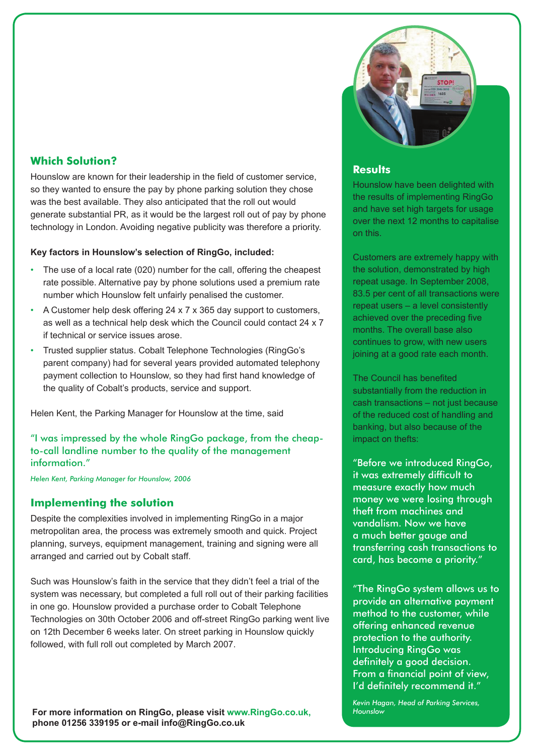## Which Solution?

Hounslow are known for their leadership in the field of customer service, so they wanted to ensure the pay by phone parking solution they chose was the best available. They also anticipated that the roll out would generate substantial PR, as it would be the largest roll out of pay by phone technology in London. Avoiding negative publicity was therefore a priority.

**Key factors in Hounslow's selection of RingGo, included:**

- The use of a local rate (020) number for the call, offering the cheapest rate possible. Alternative pay by phone solutions used a premium rate number which Hounslow felt unfairly penalised the customer.
- A Customer help desk offering 24 x 7 x 365 day support to customers, as well as a technical help desk which the Council could contact 24 x 7 if technical or service issues arose.
- Trusted supplier status. Cobalt Telephone Technologies (RingGo's parent company) had for several years provided automated telephony payment collection to Hounslow, so they had first hand knowledge of the quality of Cobalt's products, service and support.

Helen Kent, the Parking Manager for Hounslow at the time, said

"I was impressed by the whole RingGo package, from the cheap-to-call landline number to the quality of the management information."

*Helen Kent, Parking Manager for Hounslow, 2006*

## Implementing the solution

Despite the complexities involved in implementing RingGo in a major metropolitan area, the process was extremely smooth and quick. Project planning, surveys, equipment management, training and signing were all arranged and carried out by Cobalt staff.

Such was Hounslow's faith in the service that they didn't feel a trial of the system was necessary, but completed a full roll out of their parking facilities in one go. Hounslow provided a purchase order to Cobalt Telephone Technologies on 30th October 2006 and off-street RingGo parking went live on 12th December 6 weeks later. On street parking in Hounslow quickly followed, with full roll out completed by March 2007.

## Results

Hounslow have been delighted with the results of implementing RingGo and have set high targets for usage over the next 12 months to capitalise on this.

Customers are extremely happy with the solution, demonstrated by high repeat usage. In September 2008, 83.5 per cent of all transactions were repeat users – a level consistently achieved over the preceding five months. The overall base also continues to grow, with new users joining at a good rate each month.

The Council has benefited substantially from the reduction in cash transactions – not just because of the reduced cost of handling and banking, but also because of the impact on thefts:

"Before we introduced RingGo, it was extremely difficult to measure exactly how much money we were losing through theft from machines and vandalism. Now we have a much better gauge and transferring cash transactions to card, has become a priority."

"The RingGo system allows us to provide an alternative payment method to the customer, while offering enhanced revenue protection to the authority. Introducing RingGo was definitely a good decision. From a financial point of view, I'd definitely recommend it."

*Kevin Hagan, Head of Parking Services, Hounslow*

**For more information on RingGo, please visit www.RingGo.co.uk, phone 01256 339195 or e-mail info@RingGo.co.uk**